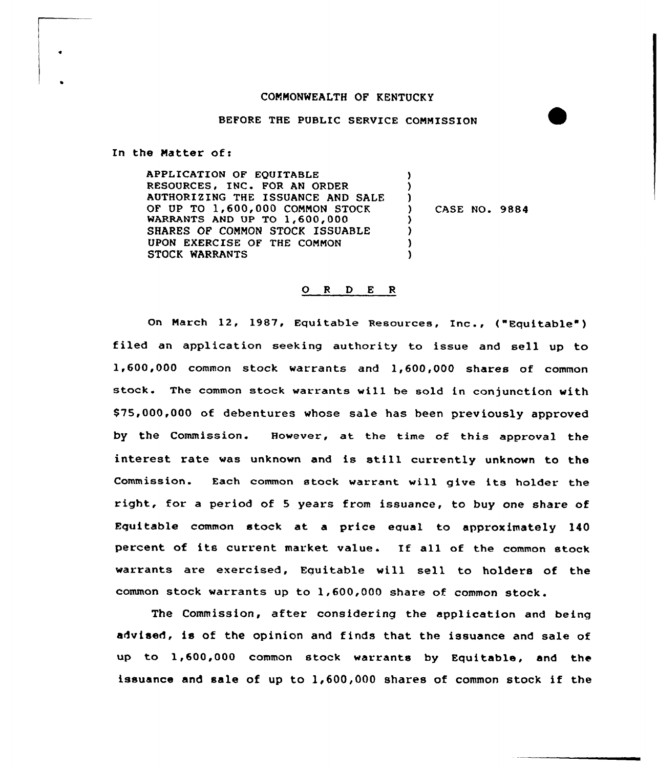COMMONWEALTH OF KENTUCKY

BEFORE THE PUBLIC SERVICE COMMISSION

In the Matter of:

APPLICATION OF EQUITABLE RESOURCES, INC. FOR AN ORDER AUTHORIZING THE ISSUANCE AND SALE OF UP TO 1,600,000 COMMON STOCK WARRANTS AND UP TO 1,600,000 SHARES OF COMMON STOCK ISSUABLE UPON EXERCISE OF THE COMMON STOCK WARRANTS ) CASE NO. 9884

O R D E R

On March 12, 1987, Equitable Resources, Inc., ("Equitable") filed an application seeking authority to issue and sell up to 1,600,000 common stock warrants and 1,600,000 shares of common stock. The common stock warrants will be sold in conjunction with $75,000,000 of debentures whose sale has been previously approved by the Commission. However, at the time of this approval the interest rate was unknown and is still currently unknown to the Commission. Each common stock warrant will give its holder the right, for a period of 5 years from issuance, to buy one share of Equitable common stock at a price equal to approximately 140 percent of its current market value. If all of the common stock warrants are exercised, Equitable will sell to holders of the common stock warrants up to 1,600,000 share of common stock.

The Commission, after considering the application and being advised, is of the opinion and finds that the issuance and sale of up to 1,600,000 common stock warrants by Equitable, and the issuance and sale of up to 1,600,000 shares of common stock if the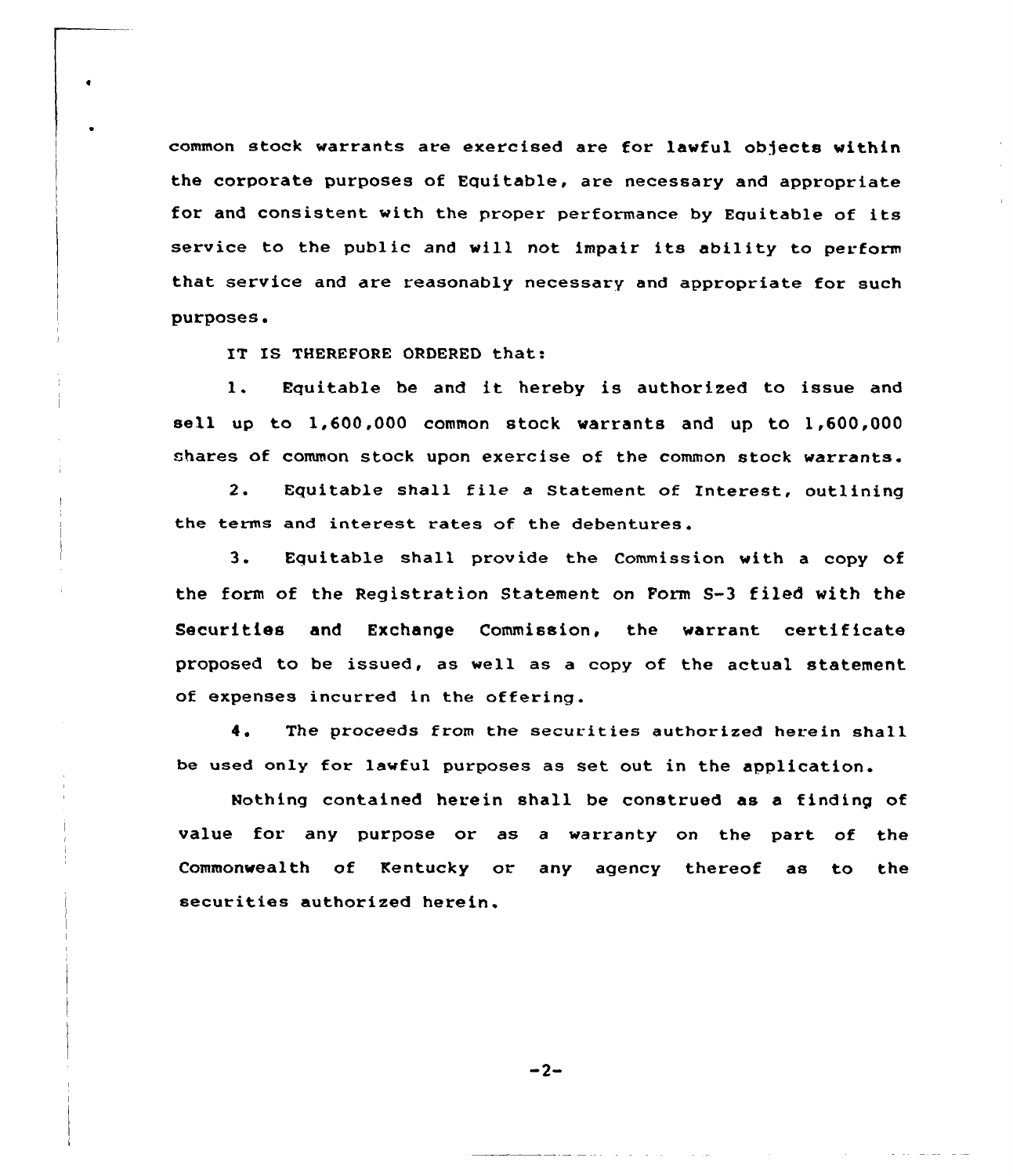common stock warrants are exercised are for lawful objects within the corporate purposes of Equitable, are necessary and appropriate for and consistent with the proper performance by Equitable of its service to the public and will not impair its ability to perform that service and are reasonably necessary and appropriate for such purposes.

IT IS THEREFORE ORDERED that:

1. Equitable be and it hereby is authorized to issue and sell up to 1,600,000 common stock warrants and up to 1,600,000 shares of common stock upon exercise of the common stock warrants.

2. Equitable shall file a Statement of Interest, outlining the terms and interest rates of the debentures.

3. Equitable shall provide the Commission with a copy of the form of the Registration Statement on Form S-3 filed with the Securities and Exchange Commission, the warrant certificate proposed to be issued, as well as a copy of the actual statement of expenses incurred in the offering.

4. The proceeds from the securities authorized herein shall be used only for lawful purposes as set out in the application.

Nothing contained herein shall be construed as a finding of value for any purpose or as a warranty on the part of the Commonwealth of Kentucky or any agency thereof as to the securities authorized herein.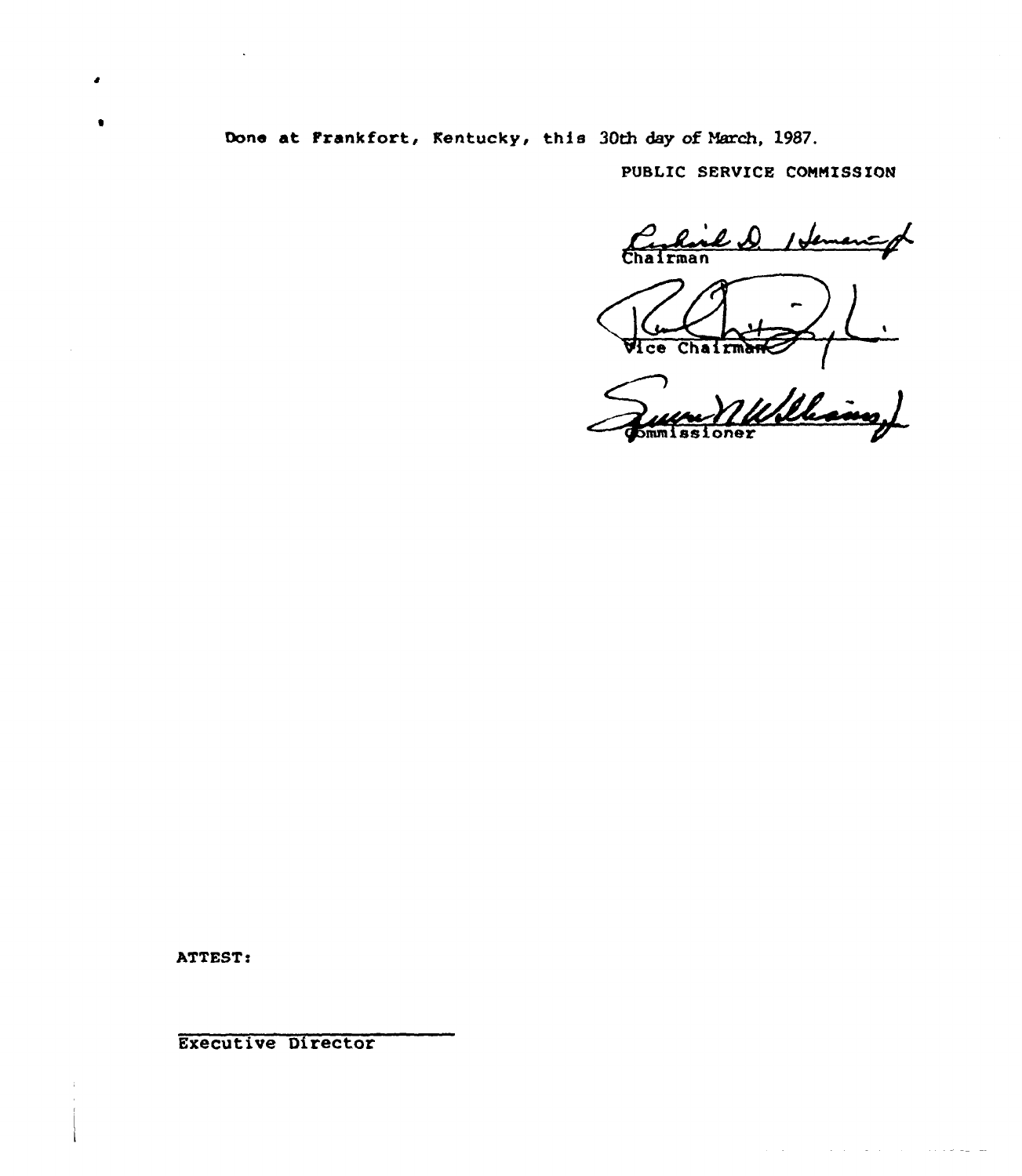Done at Frankfort, Kentucky, this 30th day of March, 1987.

PUBLIC SERVICE COMMISSION

Chairman

Vice Chairman

Commissioner

ATTEST:

Executive Director